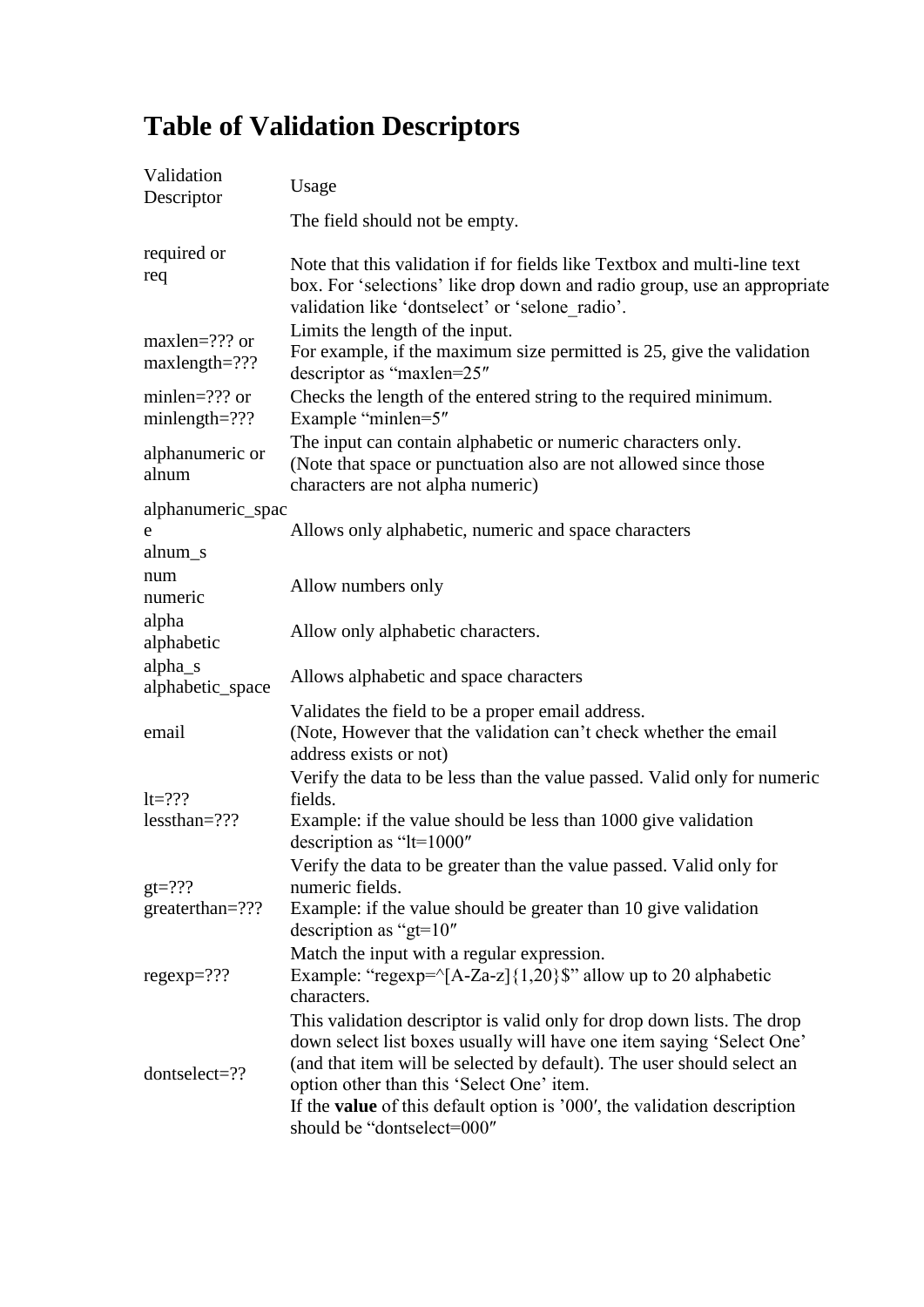# Table of Validation Descriptors

| Validation Descriptor | Usage |
|---|---|
| required or req | The field should not be empty.<br><br>Note that this validation if for fields like Textbox and multi-line text box. For ‘selections’ like drop down and radio group, use an appropriate validation like ‘dontselect’ or ‘selone_radio’. |
| maxlen=??? or maxlength=??? | Limits the length of the input.<br>For example, if the maximum size permitted is 25, give the validation descriptor as “maxlen=25″ |
| minlen=??? or minlength=??? | Checks the length of the entered string to the required minimum.<br>Example “minlen=5″ |
| alphanumeric or alnum | The input can contain alphabetic or numeric characters only.<br>(Note that space or punctuation also are not allowed since those characters are not alpha numeric) |
| alphanumeric_space<br>alnum_s | Allows only alphabetic, numeric and space characters |
| num<br>numeric | Allow numbers only |
| alpha<br>alphabetic | Allow only alphabetic characters. |
| alpha_s<br>alphabetic_space | Allows alphabetic and space characters |
| email | Validates the field to be a proper email address.<br>(Note, However that the validation can’t check whether the email address exists or not) |
| lt=???<br>lessthan=??? | Verify the data to be less than the value passed. Valid only for numeric fields.<br>Example: if the value should be less than 1000 give validation description as “lt=1000″ |
| gt=???<br>greaterthan=??? | Verify the data to be greater than the value passed. Valid only for numeric fields.<br>Example: if the value should be greater than 10 give validation description as “gt=10″ |
| regexp=??? | Match the input with a regular expression.<br>Example: “regexp=^[A-Za-z]{1,20}$” allow up to 20 alphabetic characters. |
| dontselect=?? | This validation descriptor is valid only for drop down lists. The drop down select list boxes usually will have one item saying ‘Select One’ (and that item will be selected by default). The user should select an option other than this ‘Select One’ item.<br>If the **value** of this default option is ’000′, the validation description should be “dontselect=000″ |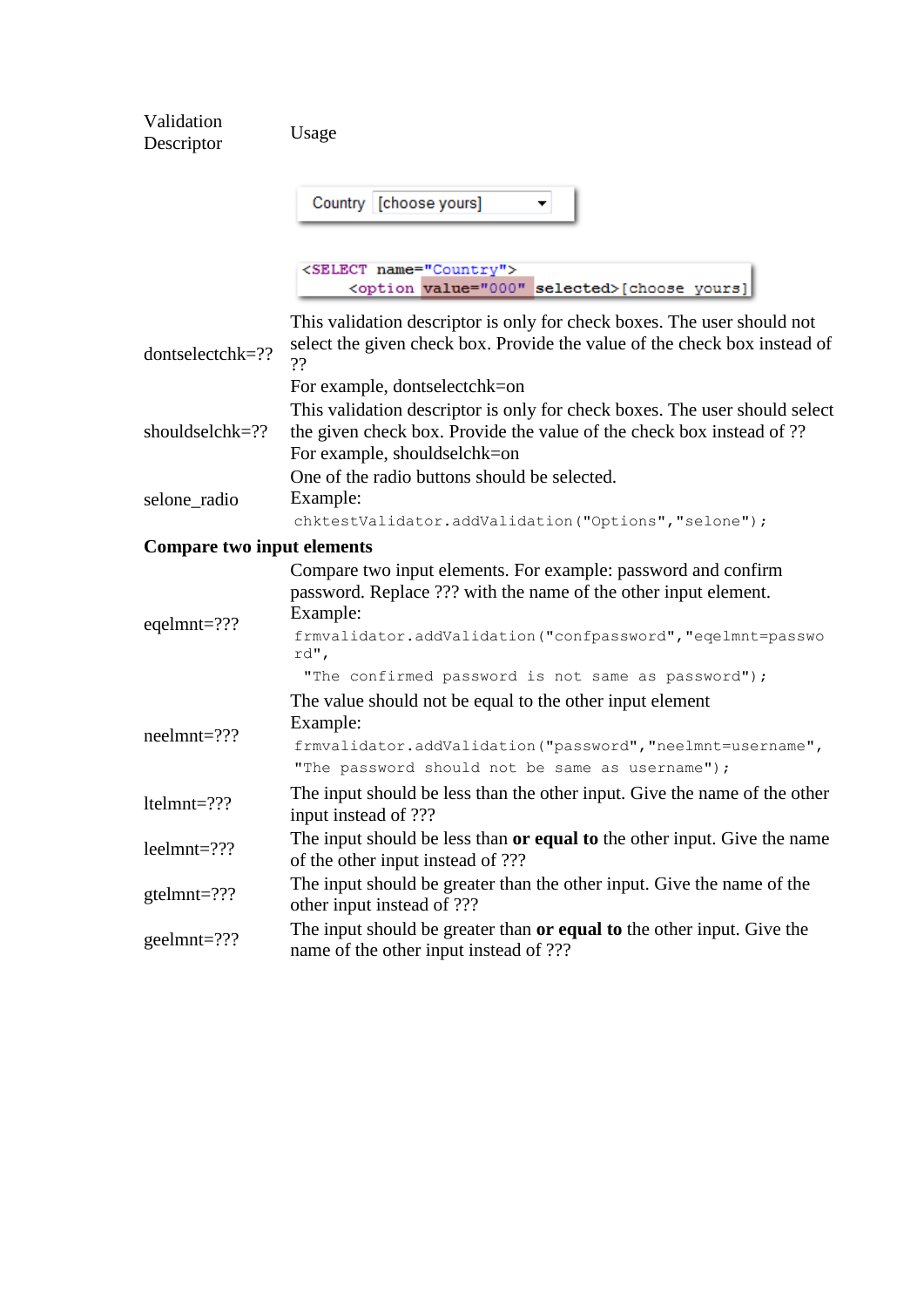| Validation Descriptor | Usage |
|---|---|
| | Country [choose yours] |
| | `<SELECT name="Country">` `<option value="000" selected>[choose yours]` |
| dontselectchk=?? | This validation descriptor is only for check boxes. The user should not select the given check box. Provide the value of the check box instead of ?? For example, dontselectchk=on |
| shouldselchk=?? | This validation descriptor is only for check boxes. The user should select the given check box. Provide the value of the check box instead of ?? For example, shouldselchk=on |
| selone_radio | One of the radio buttons should be selected. Example: `chktestValidator.addValidation("Options","selone");` |

**Compare two input elements**

| | |
|---|---|
| eqelmnt=??? | Compare two input elements. For example: password and confirm password. Replace ??? with the name of the other input element. Example: `frmvalidator.addValidation("confpassword","eqelmnt=password", "The confirmed password is not same as password");` |
| neelmnt=??? | The value should not be equal to the other input element Example: `frmvalidator.addValidation("password","neelmnt=username", "The password should not be same as username");` |
| ltelmnt=??? | The input should be less than the other input. Give the name of the other input instead of ??? |
| leelmnt=??? | The input should be less than **or equal to** the other input. Give the name of the other input instead of ??? |
| gtelmnt=??? | The input should be greater than the other input. Give the name of the other input instead of ??? |
| geelmnt=??? | The input should be greater than **or equal to** the other input. Give the name of the other input instead of ??? |